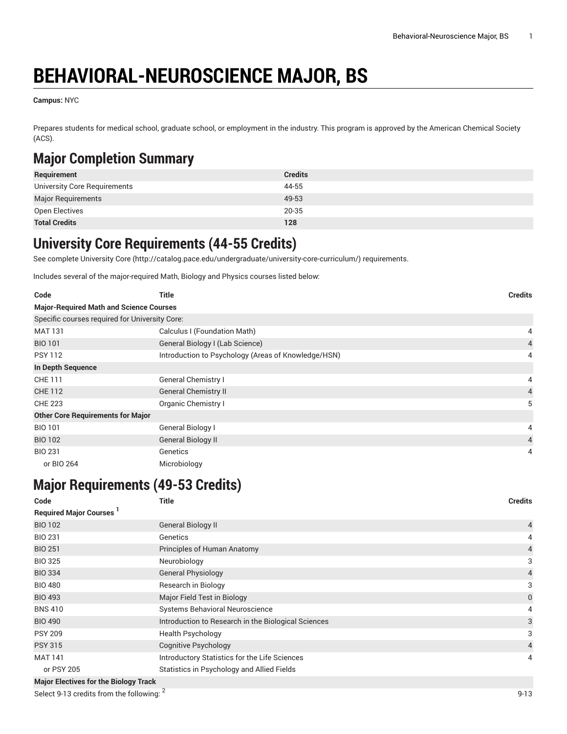# BEHAVIORAL-NEUROSCIENCE MAJOR, BS

**Campus:** NYC

Prepares students for medical school, graduate school, or employment in the industry. This program is approved by the American Chemical Society (ACS).

## Major Completion Summary

| Requirement | Credits |
|---|---|
| University Core Requirements | 44-55 |
| Major Requirements | 49-53 |
| Open Electives | 20-35 |
| **Total Credits** | **128** |

## University Core Requirements (44-55 Credits)

See complete University Core (http://catalog.pace.edu/undergraduate/university-core-curriculum/) requirements.

Includes several of the major-required Math, Biology and Physics courses listed below:

| Code | Title | Credits |
|---|---|---|
| **Major-Required Math and Science Courses** | | |
| Specific courses required for University Core: | | |
| MAT 131 | Calculus I (Foundation Math) | 4 |
| BIO 101 | General Biology I (Lab Science) | 4 |
| PSY 112 | Introduction to Psychology (Areas of Knowledge/HSN) | 4 |
| **In Depth Sequence** | | |
| CHE 111 | General Chemistry I | 4 |
| CHE 112 | General Chemistry II | 4 |
| CHE 223 | Organic Chemistry I | 5 |
| **Other Core Requirements for Major** | | |
| BIO 101 | General Biology I | 4 |
| BIO 102 | General Biology II | 4 |
| BIO 231 | Genetics | 4 |
| or BIO 264 | Microbiology | |

## Major Requirements (49-53 Credits)

| Code | Title | Credits |
|---|---|---|
| **Required Major Courses** [1] | | |
| BIO 102 | General Biology II | 4 |
| BIO 231 | Genetics | 4 |
| BIO 251 | Principles of Human Anatomy | 4 |
| BIO 325 | Neurobiology | 3 |
| BIO 334 | General Physiology | 4 |
| BIO 480 | Research in Biology | 3 |
| BIO 493 | Major Field Test in Biology | 0 |
| BNS 410 | Systems Behavioral Neuroscience | 4 |
| BIO 490 | Introduction to Research in the Biological Sciences | 3 |
| PSY 209 | Health Psychology | 3 |
| PSY 315 | Cognitive Psychology | 4 |
| MAT 141 | Introductory Statistics for the Life Sciences | 4 |
| or PSY 205 | Statistics in Psychology and Allied Fields | |
| **Major Electives for the Biology Track** | | |
| Select 9-13 credits from the following: [2] | | 9-13 |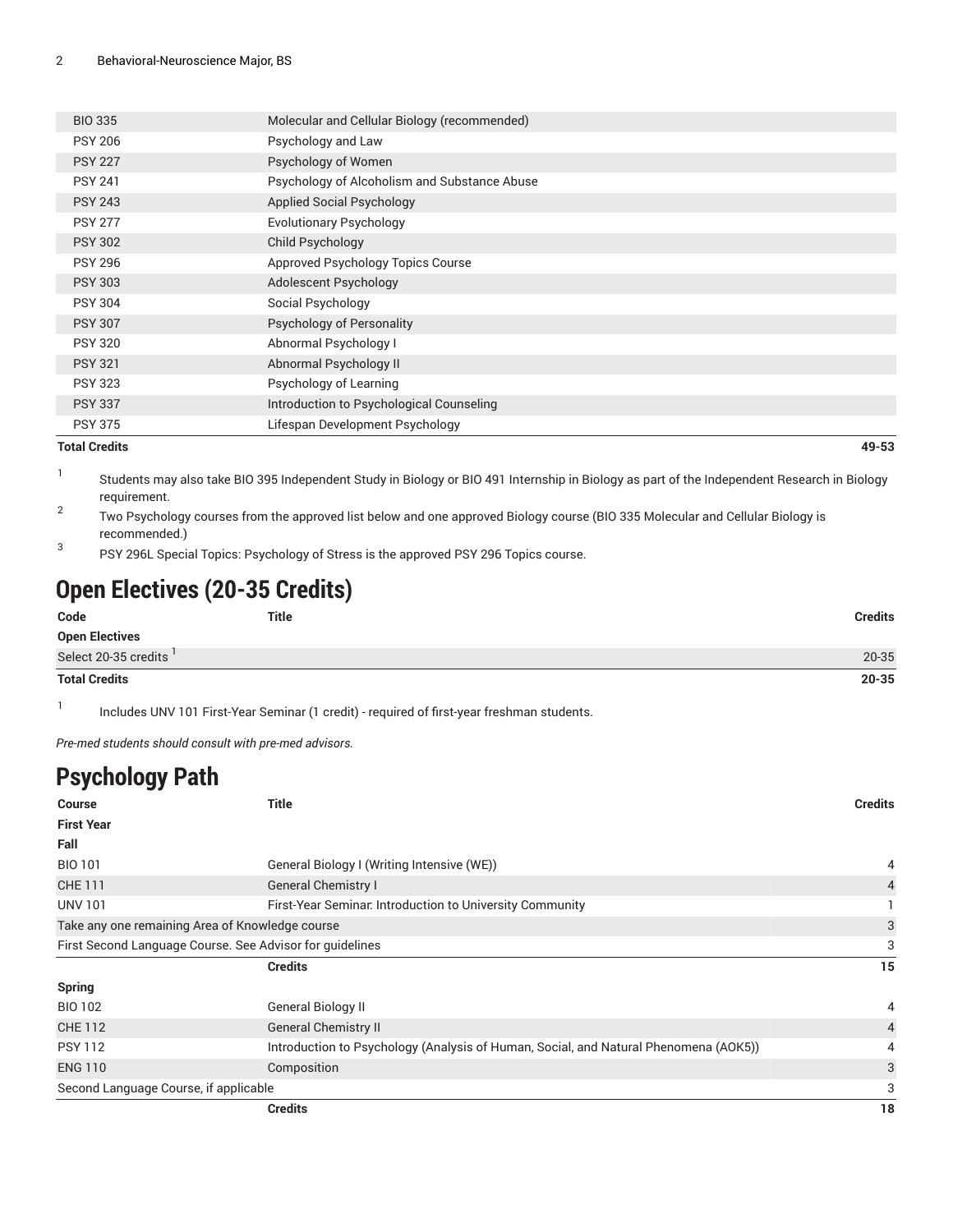| Code | Title | Credits |
|---|---|---|
| BIO 335 | Molecular and Cellular Biology (recommended) | |
| PSY 206 | Psychology and Law | |
| PSY 227 | Psychology of Women | |
| PSY 241 | Psychology of Alcoholism and Substance Abuse | |
| PSY 243 | Applied Social Psychology | |
| PSY 277 | Evolutionary Psychology | |
| PSY 302 | Child Psychology | |
| PSY 296 | Approved Psychology Topics Course | |
| PSY 303 | Adolescent Psychology | |
| PSY 304 | Social Psychology | |
| PSY 307 | Psychology of Personality | |
| PSY 320 | Abnormal Psychology I | |
| PSY 321 | Abnormal Psychology II | |
| PSY 323 | Psychology of Learning | |
| PSY 337 | Introduction to Psychological Counseling | |
| PSY 375 | Lifespan Development Psychology | |
| **Total Credits** | | **49-53** |

1. Students may also take BIO 395 Independent Study in Biology or BIO 491 Internship in Biology as part of the Independent Research in Biology requirement.
2. Two Psychology courses from the approved list below and one approved Biology course (BIO 335 Molecular and Cellular Biology is recommended.)
3. PSY 296L Special Topics: Psychology of Stress is the approved PSY 296 Topics course.

# Open Electives (20-35 Credits)

| Code | Title | Credits |
|---|---|---|
| **Open Electives** | | |
| Select 20-35 credits [1] | | 20-35 |
| **Total Credits** | | **20-35** |

1. Includes UNV 101 First-Year Seminar (1 credit) - required of first-year freshman students.

*Pre-med students should consult with pre-med advisors.*

# Psychology Path

| Course | Title | Credits |
|---|---|---|
| **First Year** | | |
| **Fall** | | |
| BIO 101 | General Biology I (Writing Intensive (WE)) | 4 |
| CHE 111 | General Chemistry I | 4 |
| UNV 101 | First-Year Seminar: Introduction to University Community | 1 |
| Take any one remaining Area of Knowledge course | | 3 |
| First Second Language Course. See Advisor for guidelines | | 3 |
| | **Credits** | **15** |
| **Spring** | | |
| BIO 102 | General Biology II | 4 |
| CHE 112 | General Chemistry II | 4 |
| PSY 112 | Introduction to Psychology (Analysis of Human, Social, and Natural Phenomena (AOK5)) | 4 |
| ENG 110 | Composition | 3 |
| Second Language Course, if applicable | | 3 |
| | **Credits** | **18** |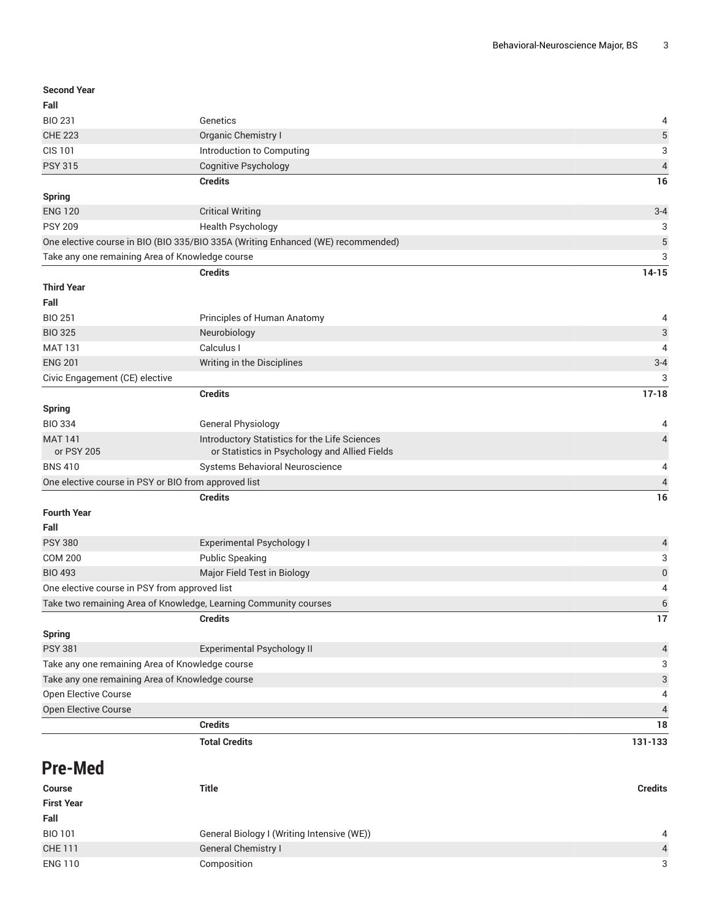| | | |
|---|---|---|
| **Second Year** | | |
| **Fall** | | |
| BIO 231 | Genetics | 4 |
| CHE 223 | Organic Chemistry I | 5 |
| CIS 101 | Introduction to Computing | 3 |
| PSY 315 | Cognitive Psychology | 4 |
| | **Credits** | **16** |
| **Spring** | | |
| ENG 120 | Critical Writing | 3-4 |
| PSY 209 | Health Psychology | 3 |
| One elective course in BIO (BIO 335/BIO 335A (Writing Enhanced (WE) recommended) | | 5 |
| Take any one remaining Area of Knowledge course | | 3 |
| | **Credits** | **14-15** |
| **Third Year** | | |
| **Fall** | | |
| BIO 251 | Principles of Human Anatomy | 4 |
| BIO 325 | Neurobiology | 3 |
| MAT 131 | Calculus I | 4 |
| ENG 201 | Writing in the Disciplines | 3-4 |
| Civic Engagement (CE) elective | | 3 |
| | **Credits** | **17-18** |
| **Spring** | | |
| BIO 334 | General Physiology | 4 |
| MAT 141 or PSY 205 | Introductory Statistics for the Life Sciences or Statistics in Psychology and Allied Fields | 4 |
| BNS 410 | Systems Behavioral Neuroscience | 4 |
| One elective course in PSY or BIO from approved list | | 4 |
| | **Credits** | **16** |
| **Fourth Year** | | |
| **Fall** | | |
| PSY 380 | Experimental Psychology I | 4 |
| COM 200 | Public Speaking | 3 |
| BIO 493 | Major Field Test in Biology | 0 |
| One elective course in PSY from approved list | | 4 |
| Take two remaining Area of Knowledge, Learning Community courses | | 6 |
| | **Credits** | **17** |
| **Spring** | | |
| PSY 381 | Experimental Psychology II | 4 |
| Take any one remaining Area of Knowledge course | | 3 |
| Take any one remaining Area of Knowledge course | | 3 |
| Open Elective Course | | 4 |
| Open Elective Course | | 4 |
| | **Credits** | **18** |
| | **Total Credits** | **131-133** |

## Pre-Med

| Course | Title | Credits |
|---|---|---|
| **First Year** | | |
| **Fall** | | |
| BIO 101 | General Biology I (Writing Intensive (WE)) | 4 |
| CHE 111 | General Chemistry I | 4 |
| ENG 110 | Composition | 3 |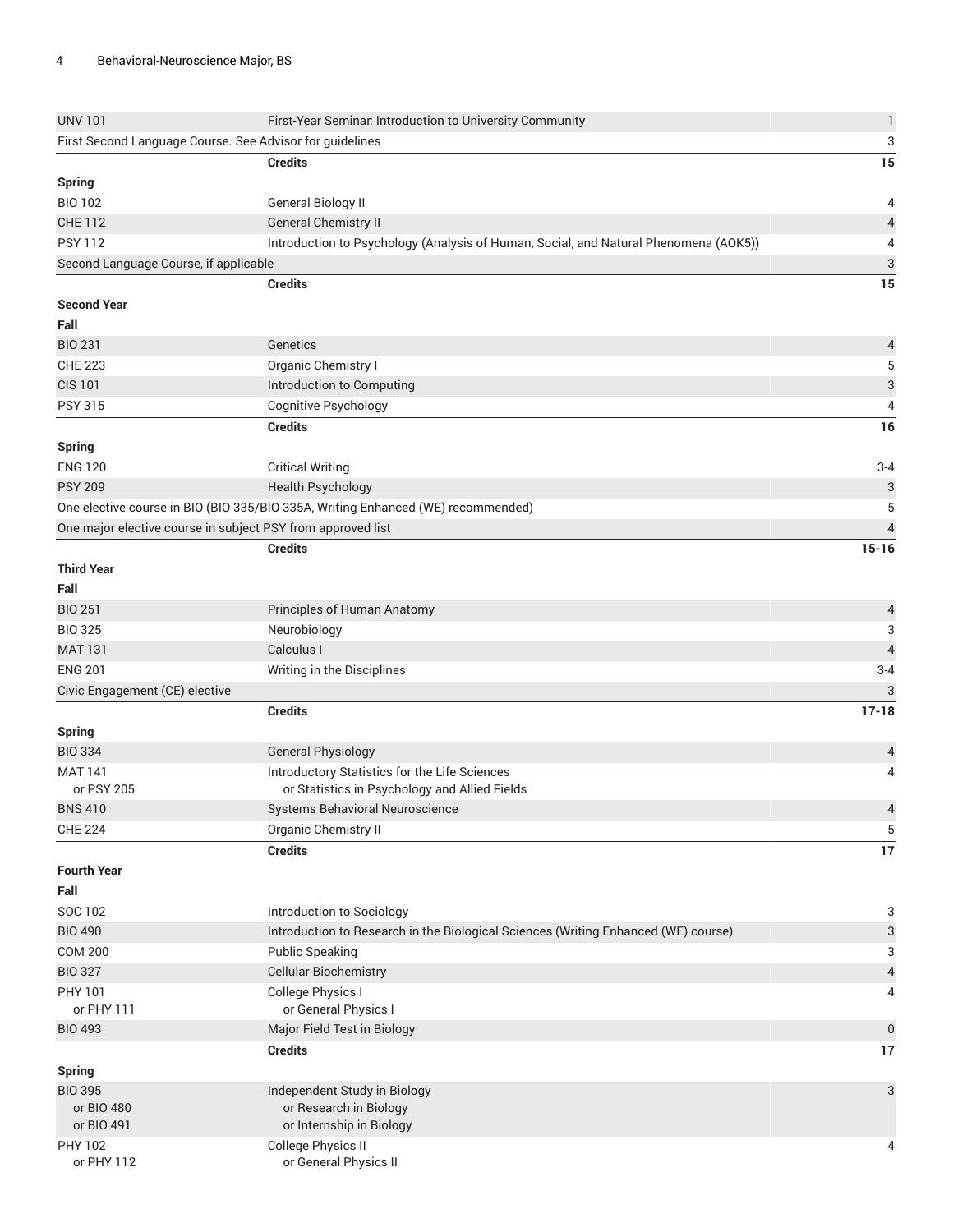| | | |
|---|---|---|
| UNV 101 | First-Year Seminar: Introduction to University Community | 1 |
| First Second Language Course. See Advisor for guidelines | | 3 |
| | **Credits** | **15** |
| **Spring** | | |
| BIO 102 | General Biology II | 4 |
| CHE 112 | General Chemistry II | 4 |
| PSY 112 | Introduction to Psychology (Analysis of Human, Social, and Natural Phenomena (AOK5)) | 4 |
| Second Language Course, if applicable | | 3 |
| | **Credits** | **15** |
| **Second Year** | | |
| **Fall** | | |
| BIO 231 | Genetics | 4 |
| CHE 223 | Organic Chemistry I | 5 |
| CIS 101 | Introduction to Computing | 3 |
| PSY 315 | Cognitive Psychology | 4 |
| | **Credits** | **16** |
| **Spring** | | |
| ENG 120 | Critical Writing | 3-4 |
| PSY 209 | Health Psychology | 3 |
| One elective course in BIO (BIO 335/BIO 335A, Writing Enhanced (WE) recommended) | | 5 |
| One major elective course in subject PSY from approved list | | 4 |
| | **Credits** | **15-16** |
| **Third Year** | | |
| **Fall** | | |
| BIO 251 | Principles of Human Anatomy | 4 |
| BIO 325 | Neurobiology | 3 |
| MAT 131 | Calculus I | 4 |
| ENG 201 | Writing in the Disciplines | 3-4 |
| Civic Engagement (CE) elective | | 3 |
| | **Credits** | **17-18** |
| **Spring** | | |
| BIO 334 | General Physiology | 4 |
| MAT 141<br>or PSY 205 | Introductory Statistics for the Life Sciences<br>or Statistics in Psychology and Allied Fields | 4 |
| BNS 410 | Systems Behavioral Neuroscience | 4 |
| CHE 224 | Organic Chemistry II | 5 |
| | **Credits** | **17** |
| **Fourth Year** | | |
| **Fall** | | |
| SOC 102 | Introduction to Sociology | 3 |
| BIO 490 | Introduction to Research in the Biological Sciences (Writing Enhanced (WE) course) | 3 |
| COM 200 | Public Speaking | 3 |
| BIO 327 | Cellular Biochemistry | 4 |
| PHY 101<br>or PHY 111 | College Physics I<br>or General Physics I | 4 |
| BIO 493 | Major Field Test in Biology | 0 |
| | **Credits** | **17** |
| **Spring** | | |
| BIO 395<br>or BIO 480<br>or BIO 491 | Independent Study in Biology<br>or Research in Biology<br>or Internship in Biology | 3 |
| PHY 102<br>or PHY 112 | College Physics II<br>or General Physics II | 4 |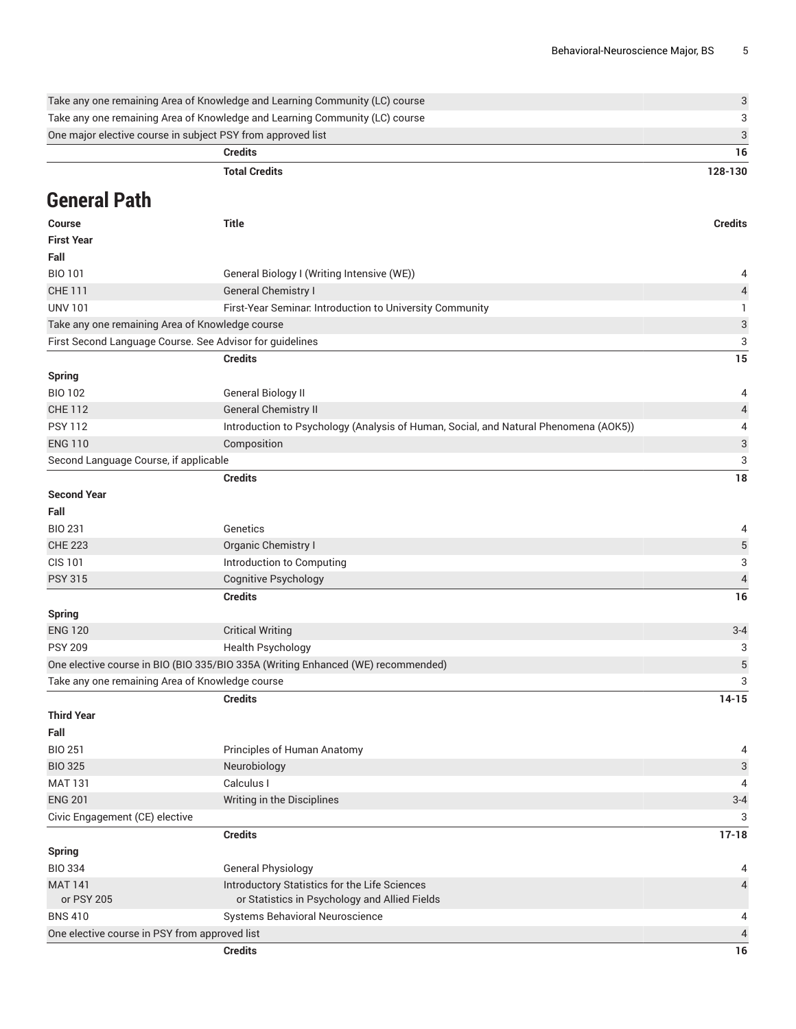| | | |
|---|---|---|
| Take any one remaining Area of Knowledge and Learning Community (LC) course | | 3 |
| Take any one remaining Area of Knowledge and Learning Community (LC) course | | 3 |
| One major elective course in subject PSY from approved list | | 3 |
| | **Credits** | **16** |
| | **Total Credits** | **128-130** |

## General Path

| Course | Title | Credits |
|---|---|---|
| **First Year** | | |
| **Fall** | | |
| BIO 101 | General Biology I (Writing Intensive (WE)) | 4 |
| CHE 111 | General Chemistry I | 4 |
| UNV 101 | First-Year Seminar: Introduction to University Community | 1 |
| Take any one remaining Area of Knowledge course | | 3 |
| First Second Language Course. See Advisor for guidelines | | 3 |
| | **Credits** | **15** |
| **Spring** | | |
| BIO 102 | General Biology II | 4 |
| CHE 112 | General Chemistry II | 4 |
| PSY 112 | Introduction to Psychology (Analysis of Human, Social, and Natural Phenomena (AOK5)) | 4 |
| ENG 110 | Composition | 3 |
| Second Language Course, if applicable | | 3 |
| | **Credits** | **18** |
| **Second Year** | | |
| **Fall** | | |
| BIO 231 | Genetics | 4 |
| CHE 223 | Organic Chemistry I | 5 |
| CIS 101 | Introduction to Computing | 3 |
| PSY 315 | Cognitive Psychology | 4 |
| | **Credits** | **16** |
| **Spring** | | |
| ENG 120 | Critical Writing | 3-4 |
| PSY 209 | Health Psychology | 3 |
| One elective course in BIO (BIO 335/BIO 335A (Writing Enhanced (WE) recommended) | | 5 |
| Take any one remaining Area of Knowledge course | | 3 |
| | **Credits** | **14-15** |
| **Third Year** | | |
| **Fall** | | |
| BIO 251 | Principles of Human Anatomy | 4 |
| BIO 325 | Neurobiology | 3 |
| MAT 131 | Calculus I | 4 |
| ENG 201 | Writing in the Disciplines | 3-4 |
| Civic Engagement (CE) elective | | 3 |
| | **Credits** | **17-18** |
| **Spring** | | |
| BIO 334 | General Physiology | 4 |
| MAT 141<br>or PSY 205 | Introductory Statistics for the Life Sciences<br>or Statistics in Psychology and Allied Fields | 4 |
| BNS 410 | Systems Behavioral Neuroscience | 4 |
| One elective course in PSY from approved list | | 4 |
| | **Credits** | **16** |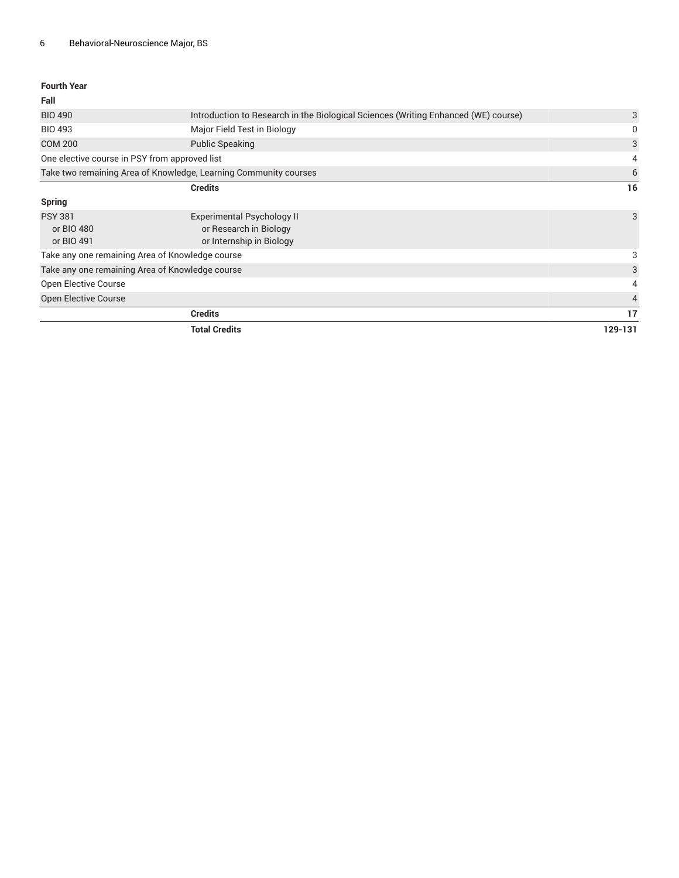| | | |
|---|---|---|
| **Fourth Year** | | |
| **Fall** | | |
| BIO 490 | Introduction to Research in the Biological Sciences (Writing Enhanced (WE) course) | 3 |
| BIO 493 | Major Field Test in Biology | 0 |
| COM 200 | Public Speaking | 3 |
| One elective course in PSY from approved list | | 4 |
| Take two remaining Area of Knowledge, Learning Community courses | | 6 |
| | **Credits** | **16** |
| **Spring** | | |
| PSY 381<br>or BIO 480<br>or BIO 491 | Experimental Psychology II<br>or Research in Biology<br>or Internship in Biology | 3 |
| Take any one remaining Area of Knowledge course | | 3 |
| Take any one remaining Area of Knowledge course | | 3 |
| Open Elective Course | | 4 |
| Open Elective Course | | 4 |
| | **Credits** | **17** |
| | **Total Credits** | **129-131** |